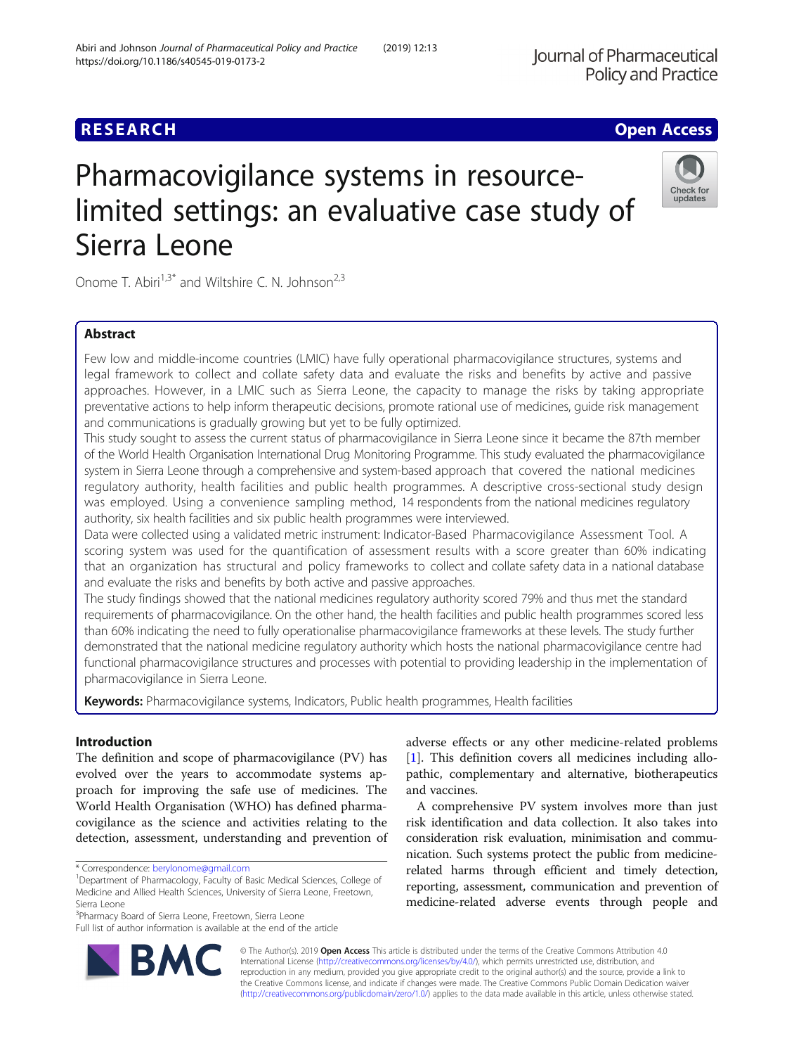RESEARCH

Open Access

# Pharmacovigilance systems in resource-limited settings: an evaluative case study of Sierra Leone

Onome T. Abiri[1,3*] and Wiltshire C. N. Johnson[2,3]

## Abstract

Few low and middle-income countries (LMIC) have fully operational pharmacovigilance structures, systems and legal framework to collect and collate safety data and evaluate the risks and benefits by active and passive approaches. However, in a LMIC such as Sierra Leone, the capacity to manage the risks by taking appropriate preventative actions to help inform therapeutic decisions, promote rational use of medicines, guide risk management and communications is gradually growing but yet to be fully optimized.

This study sought to assess the current status of pharmacovigilance in Sierra Leone since it became the 87th member of the World Health Organisation International Drug Monitoring Programme. This study evaluated the pharmacovigilance system in Sierra Leone through a comprehensive and system-based approach that covered the national medicines regulatory authority, health facilities and public health programmes. A descriptive cross-sectional study design was employed. Using a convenience sampling method, 14 respondents from the national medicines regulatory authority, six health facilities and six public health programmes were interviewed.

Data were collected using a validated metric instrument: Indicator-Based Pharmacovigilance Assessment Tool. A scoring system was used for the quantification of assessment results with a score greater than 60% indicating that an organization has structural and policy frameworks to collect and collate safety data in a national database and evaluate the risks and benefits by both active and passive approaches.

The study findings showed that the national medicines regulatory authority scored 79% and thus met the standard requirements of pharmacovigilance. On the other hand, the health facilities and public health programmes scored less than 60% indicating the need to fully operationalise pharmacovigilance frameworks at these levels. The study further demonstrated that the national medicine regulatory authority which hosts the national pharmacovigilance centre had functional pharmacovigilance structures and processes with potential to providing leadership in the implementation of pharmacovigilance in Sierra Leone.

**Keywords:** Pharmacovigilance systems, Indicators, Public health programmes, Health facilities

## Introduction

The definition and scope of pharmacovigilance (PV) has evolved over the years to accommodate systems approach for improving the safe use of medicines. The World Health Organisation (WHO) has defined pharmacovigilance as the science and activities relating to the detection, assessment, understanding and prevention of adverse effects or any other medicine-related problems [1]. This definition covers all medicines including allopathic, complementary and alternative, biotherapeutics and vaccines.

A comprehensive PV system involves more than just risk identification and data collection. It also takes into consideration risk evaluation, minimisation and communication. Such systems protect the public from medicine-related harms through efficient and timely detection, reporting, assessment, communication and prevention of medicine-related adverse events through people and

\* Correspondence: berylonome@gmail.com

[1]Department of Pharmacology, Faculty of Basic Medical Sciences, College of Medicine and Allied Health Sciences, University of Sierra Leone, Freetown, Sierra Leone

[3]Pharmacy Board of Sierra Leone, Freetown, Sierra Leone

Full list of author information is available at the end of the article

© The Author(s). 2019 **Open Access** This article is distributed under the terms of the Creative Commons Attribution 4.0 International License (http://creativecommons.org/licenses/by/4.0/), which permits unrestricted use, distribution, and reproduction in any medium, provided you give appropriate credit to the original author(s) and the source, provide a link to the Creative Commons license, and indicate if changes were made. The Creative Commons Public Domain Dedication waiver (http://creativecommons.org/publicdomain/zero/1.0/) applies to the data made available in this article, unless otherwise stated.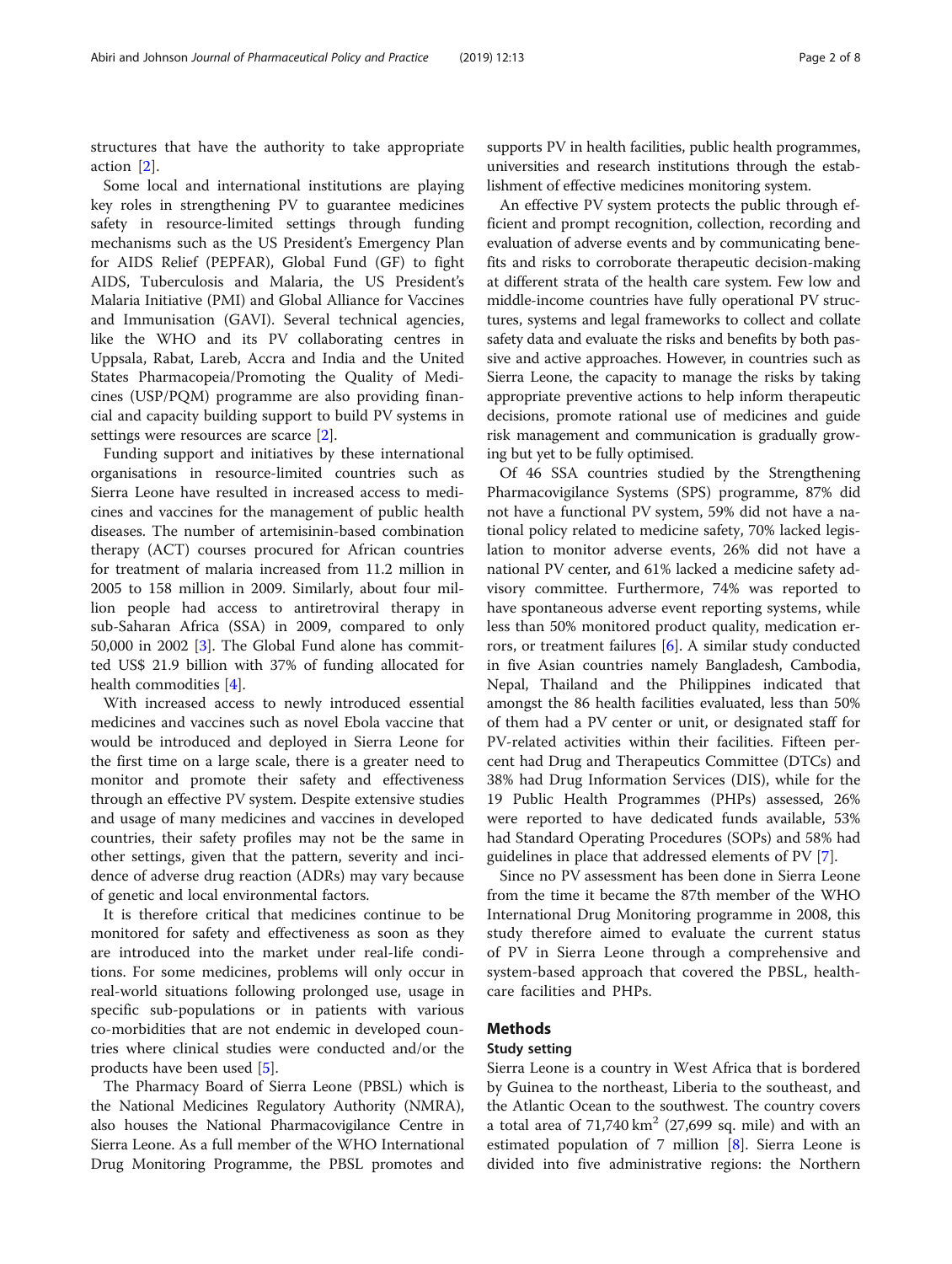structures that have the authority to take appropriate action [2].

Some local and international institutions are playing key roles in strengthening PV to guarantee medicines safety in resource-limited settings through funding mechanisms such as the US President's Emergency Plan for AIDS Relief (PEPFAR), Global Fund (GF) to fight AIDS, Tuberculosis and Malaria, the US President's Malaria Initiative (PMI) and Global Alliance for Vaccines and Immunisation (GAVI). Several technical agencies, like the WHO and its PV collaborating centres in Uppsala, Rabat, Lareb, Accra and India and the United States Pharmacopeia/Promoting the Quality of Medicines (USP/PQM) programme are also providing financial and capacity building support to build PV systems in settings were resources are scarce [2].

Funding support and initiatives by these international organisations in resource-limited countries such as Sierra Leone have resulted in increased access to medicines and vaccines for the management of public health diseases. The number of artemisinin-based combination therapy (ACT) courses procured for African countries for treatment of malaria increased from 11.2 million in 2005 to 158 million in 2009. Similarly, about four million people had access to antiretroviral therapy in sub-Saharan Africa (SSA) in 2009, compared to only 50,000 in 2002 [3]. The Global Fund alone has committed US$ 21.9 billion with 37% of funding allocated for health commodities [4].

With increased access to newly introduced essential medicines and vaccines such as novel Ebola vaccine that would be introduced and deployed in Sierra Leone for the first time on a large scale, there is a greater need to monitor and promote their safety and effectiveness through an effective PV system. Despite extensive studies and usage of many medicines and vaccines in developed countries, their safety profiles may not be the same in other settings, given that the pattern, severity and incidence of adverse drug reaction (ADRs) may vary because of genetic and local environmental factors.

It is therefore critical that medicines continue to be monitored for safety and effectiveness as soon as they are introduced into the market under real-life conditions. For some medicines, problems will only occur in real-world situations following prolonged use, usage in specific sub-populations or in patients with various co-morbidities that are not endemic in developed countries where clinical studies were conducted and/or the products have been used [5].

The Pharmacy Board of Sierra Leone (PBSL) which is the National Medicines Regulatory Authority (NMRA), also houses the National Pharmacovigilance Centre in Sierra Leone. As a full member of the WHO International Drug Monitoring Programme, the PBSL promotes and supports PV in health facilities, public health programmes, universities and research institutions through the establishment of effective medicines monitoring system.

An effective PV system protects the public through efficient and prompt recognition, collection, recording and evaluation of adverse events and by communicating benefits and risks to corroborate therapeutic decision-making at different strata of the health care system. Few low and middle-income countries have fully operational PV structures, systems and legal frameworks to collect and collate safety data and evaluate the risks and benefits by both passive and active approaches. However, in countries such as Sierra Leone, the capacity to manage the risks by taking appropriate preventive actions to help inform therapeutic decisions, promote rational use of medicines and guide risk management and communication is gradually growing but yet to be fully optimised.

Of 46 SSA countries studied by the Strengthening Pharmacovigilance Systems (SPS) programme, 87% did not have a functional PV system, 59% did not have a national policy related to medicine safety, 70% lacked legislation to monitor adverse events, 26% did not have a national PV center, and 61% lacked a medicine safety advisory committee. Furthermore, 74% was reported to have spontaneous adverse event reporting systems, while less than 50% monitored product quality, medication errors, or treatment failures [6]. A similar study conducted in five Asian countries namely Bangladesh, Cambodia, Nepal, Thailand and the Philippines indicated that amongst the 86 health facilities evaluated, less than 50% of them had a PV center or unit, or designated staff for PV-related activities within their facilities. Fifteen percent had Drug and Therapeutics Committee (DTCs) and 38% had Drug Information Services (DIS), while for the 19 Public Health Programmes (PHPs) assessed, 26% were reported to have dedicated funds available, 53% had Standard Operating Procedures (SOPs) and 58% had guidelines in place that addressed elements of PV [7].

Since no PV assessment has been done in Sierra Leone from the time it became the 87th member of the WHO International Drug Monitoring programme in 2008, this study therefore aimed to evaluate the current status of PV in Sierra Leone through a comprehensive and system-based approach that covered the PBSL, healthcare facilities and PHPs.

## Methods

### Study setting

Sierra Leone is a country in West Africa that is bordered by Guinea to the northeast, Liberia to the southeast, and the Atlantic Ocean to the southwest. The country covers a total area of 71,740 km$^2$ (27,699 sq. mile) and with an estimated population of 7 million [8]. Sierra Leone is divided into five administrative regions: the Northern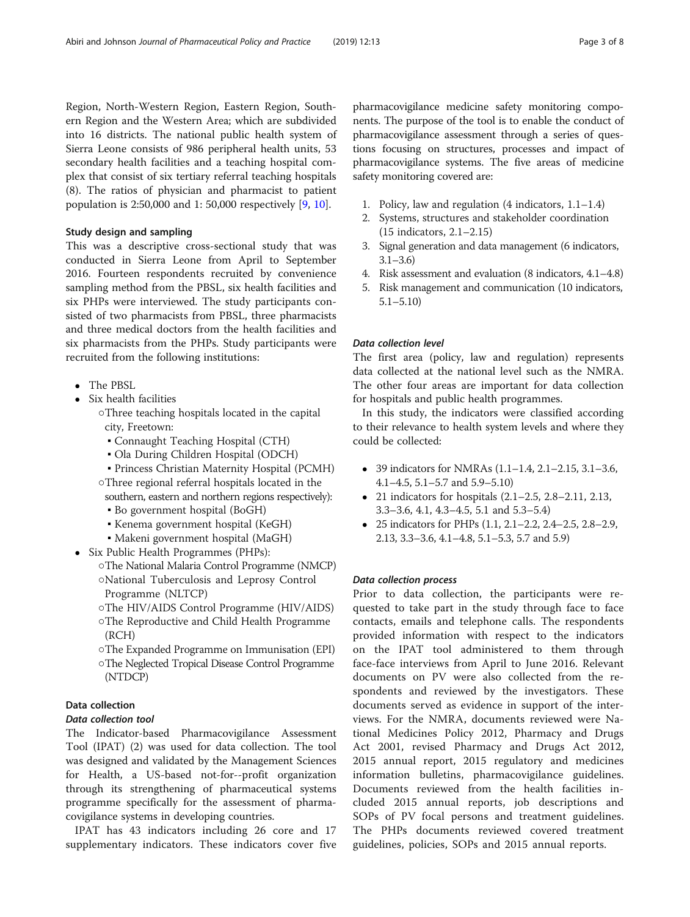Region, North-Western Region, Eastern Region, Southern Region and the Western Area; which are subdivided into 16 districts. The national public health system of Sierra Leone consists of 986 peripheral health units, 53 secondary health facilities and a teaching hospital complex that consist of six tertiary referral teaching hospitals (8). The ratios of physician and pharmacist to patient population is 2:50,000 and 1: 50,000 respectively [9, 10].

### Study design and sampling

This was a descriptive cross-sectional study that was conducted in Sierra Leone from April to September 2016. Fourteen respondents recruited by convenience sampling method from the PBSL, six health facilities and six PHPs were interviewed. The study participants consisted of two pharmacists from PBSL, three pharmacists and three medical doctors from the health facilities and six pharmacists from the PHPs. Study participants were recruited from the following institutions:

- The PBSL
- Six health facilities
  - Three teaching hospitals located in the capital city, Freetown:
    - Connaught Teaching Hospital (CTH)
    - Ola During Children Hospital (ODCH)
    - Princess Christian Maternity Hospital (PCMH)
  - Three regional referral hospitals located in the southern, eastern and northern regions respectively):
    - Bo government hospital (BoGH)
    - Kenema government hospital (KeGH)
    - Makeni government hospital (MaGH)
- Six Public Health Programmes (PHPs):
  - The National Malaria Control Programme (NMCP)
  - National Tuberculosis and Leprosy Control Programme (NLTCP)
  - The HIV/AIDS Control Programme (HIV/AIDS)
  - The Reproductive and Child Health Programme (RCH)
  - The Expanded Programme on Immunisation (EPI)
  - The Neglected Tropical Disease Control Programme (NTDCP)

### Data collection

#### *Data collection tool*

The Indicator-based Pharmacovigilance Assessment Tool (IPAT) (2) was used for data collection. The tool was designed and validated by the Management Sciences for Health, a US-based not-for--profit organization through its strengthening of pharmaceutical systems programme specifically for the assessment of pharmacovigilance systems in developing countries.

IPAT has 43 indicators including 26 core and 17 supplementary indicators. These indicators cover five pharmacovigilance medicine safety monitoring components. The purpose of the tool is to enable the conduct of pharmacovigilance assessment through a series of questions focusing on structures, processes and impact of pharmacovigilance systems. The five areas of medicine safety monitoring covered are:

1. Policy, law and regulation (4 indicators, 1.1–1.4)
2. Systems, structures and stakeholder coordination (15 indicators, 2.1–2.15)
3. Signal generation and data management (6 indicators, 3.1–3.6)
4. Risk assessment and evaluation (8 indicators, 4.1–4.8)
5. Risk management and communication (10 indicators, 5.1–5.10)

#### *Data collection level*

The first area (policy, law and regulation) represents data collected at the national level such as the NMRA. The other four areas are important for data collection for hospitals and public health programmes.

In this study, the indicators were classified according to their relevance to health system levels and where they could be collected:

- 39 indicators for NMRAs (1.1–1.4, 2.1–2.15, 3.1–3.6, 4.1–4.5, 5.1–5.7 and 5.9–5.10)
- 21 indicators for hospitals (2.1–2.5, 2.8–2.11, 2.13, 3.3–3.6, 4.1, 4.3–4.5, 5.1 and 5.3–5.4)
- 25 indicators for PHPs (1.1, 2.1–2.2, 2.4–2.5, 2.8–2.9, 2.13, 3.3–3.6, 4.1–4.8, 5.1–5.3, 5.7 and 5.9)

#### *Data collection process*

Prior to data collection, the participants were requested to take part in the study through face to face contacts, emails and telephone calls. The respondents provided information with respect to the indicators on the IPAT tool administered to them through face-face interviews from April to June 2016. Relevant documents on PV were also collected from the respondents and reviewed by the investigators. These documents served as evidence in support of the interviews. For the NMRA, documents reviewed were National Medicines Policy 2012, Pharmacy and Drugs Act 2001, revised Pharmacy and Drugs Act 2012, 2015 annual report, 2015 regulatory and medicines information bulletins, pharmacovigilance guidelines. Documents reviewed from the health facilities included 2015 annual reports, job descriptions and SOPs of PV focal persons and treatment guidelines. The PHPs documents reviewed covered treatment guidelines, policies, SOPs and 2015 annual reports.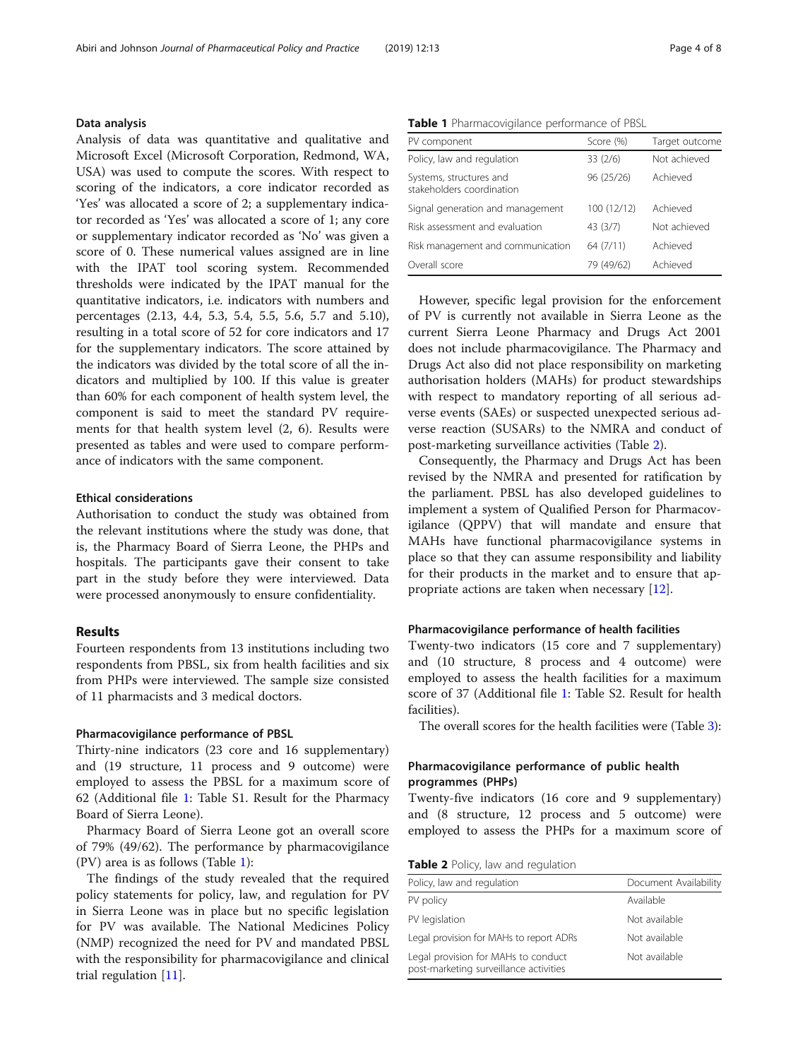### Data analysis

Analysis of data was quantitative and qualitative and Microsoft Excel (Microsoft Corporation, Redmond, WA, USA) was used to compute the scores. With respect to scoring of the indicators, a core indicator recorded as 'Yes' was allocated a score of 2; a supplementary indicator recorded as 'Yes' was allocated a score of 1; any core or supplementary indicator recorded as 'No' was given a score of 0. These numerical values assigned are in line with the IPAT tool scoring system. Recommended thresholds were indicated by the IPAT manual for the quantitative indicators, i.e. indicators with numbers and percentages (2.13, 4.4, 5.3, 5.4, 5.5, 5.6, 5.7 and 5.10), resulting in a total score of 52 for core indicators and 17 for the supplementary indicators. The score attained by the indicators was divided by the total score of all the indicators and multiplied by 100. If this value is greater than 60% for each component of health system level, the component is said to meet the standard PV requirements for that health system level (2, 6). Results were presented as tables and were used to compare performance of indicators with the same component.

### Ethical considerations

Authorisation to conduct the study was obtained from the relevant institutions where the study was done, that is, the Pharmacy Board of Sierra Leone, the PHPs and hospitals. The participants gave their consent to take part in the study before they were interviewed. Data were processed anonymously to ensure confidentiality.

## Results

Fourteen respondents from 13 institutions including two respondents from PBSL, six from health facilities and six from PHPs were interviewed. The sample size consisted of 11 pharmacists and 3 medical doctors.

### Pharmacovigilance performance of PBSL

Thirty-nine indicators (23 core and 16 supplementary) and (19 structure, 11 process and 9 outcome) were employed to assess the PBSL for a maximum score of 62 (Additional file 1: Table S1. Result for the Pharmacy Board of Sierra Leone).

Pharmacy Board of Sierra Leone got an overall score of 79% (49/62). The performance by pharmacovigilance (PV) area is as follows (Table 1):

The findings of the study revealed that the required policy statements for policy, law, and regulation for PV in Sierra Leone was in place but no specific legislation for PV was available. The National Medicines Policy (NMP) recognized the need for PV and mandated PBSL with the responsibility for pharmacovigilance and clinical trial regulation [11].

**Table 1** Pharmacovigilance performance of PBSL

| PV component | Score (%) | Target outcome |
|---|---|---|
| Policy, law and regulation | 33 (2/6) | Not achieved |
| Systems, structures and stakeholders coordination | 96 (25/26) | Achieved |
| Signal generation and management | 100 (12/12) | Achieved |
| Risk assessment and evaluation | 43 (3/7) | Not achieved |
| Risk management and communication | 64 (7/11) | Achieved |
| Overall score | 79 (49/62) | Achieved |

However, specific legal provision for the enforcement of PV is currently not available in Sierra Leone as the current Sierra Leone Pharmacy and Drugs Act 2001 does not include pharmacovigilance. The Pharmacy and Drugs Act also did not place responsibility on marketing authorisation holders (MAHs) for product stewardships with respect to mandatory reporting of all serious adverse events (SAEs) or suspected unexpected serious adverse reaction (SUSARs) to the NMRA and conduct of post-marketing surveillance activities (Table 2).

Consequently, the Pharmacy and Drugs Act has been revised by the NMRA and presented for ratification by the parliament. PBSL has also developed guidelines to implement a system of Qualified Person for Pharmacovigilance (QPPV) that will mandate and ensure that MAHs have functional pharmacovigilance systems in place so that they can assume responsibility and liability for their products in the market and to ensure that appropriate actions are taken when necessary [12].

### Pharmacovigilance performance of health facilities

Twenty-two indicators (15 core and 7 supplementary) and (10 structure, 8 process and 4 outcome) were employed to assess the health facilities for a maximum score of 37 (Additional file 1: Table S2. Result for health facilities).

The overall scores for the health facilities were (Table 3):

### Pharmacovigilance performance of public health programmes (PHPs)

Twenty-five indicators (16 core and 9 supplementary) and (8 structure, 12 process and 5 outcome) were employed to assess the PHPs for a maximum score of

**Table 2** Policy, law and regulation

| Policy, law and regulation | Document Availability |
|---|---|
| PV policy | Available |
| PV legislation | Not available |
| Legal provision for MAHs to report ADRs | Not available |
| Legal provision for MAHs to conduct post-marketing surveillance activities | Not available |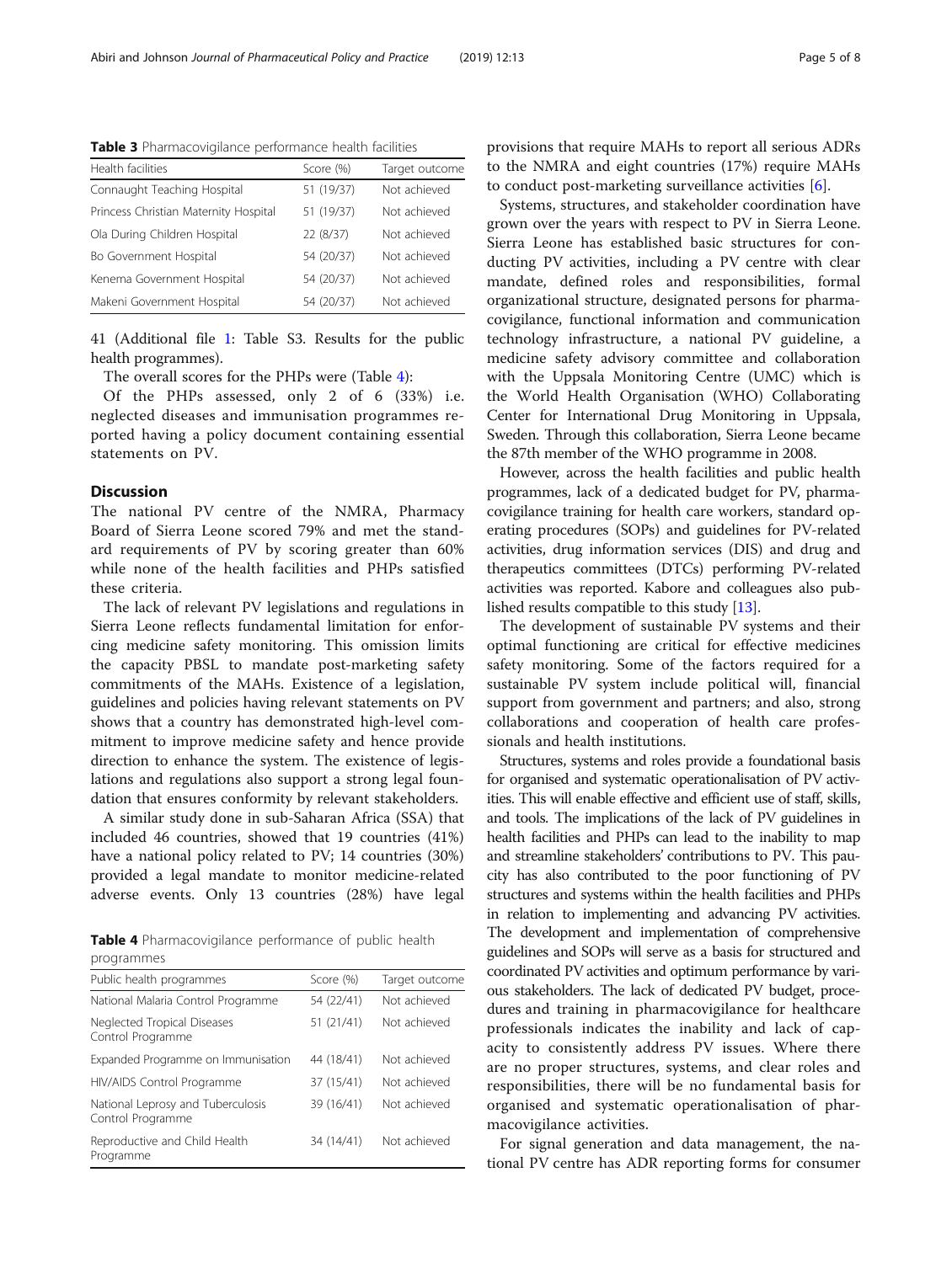**Table 3** Pharmacovigilance performance health facilities

| Health facilities | Score (%) | Target outcome |
| --- | --- | --- |
| Connaught Teaching Hospital | 51 (19/37) | Not achieved |
| Princess Christian Maternity Hospital | 51 (19/37) | Not achieved |
| Ola During Children Hospital | 22 (8/37) | Not achieved |
| Bo Government Hospital | 54 (20/37) | Not achieved |
| Kenema Government Hospital | 54 (20/37) | Not achieved |
| Makeni Government Hospital | 54 (20/37) | Not achieved |

41 (Additional file 1: Table S3. Results for the public health programmes).

The overall scores for the PHPs were (Table 4):

Of the PHPs assessed, only 2 of 6 (33%) i.e. neglected diseases and immunisation programmes reported having a policy document containing essential statements on PV.

## Discussion

The national PV centre of the NMRA, Pharmacy Board of Sierra Leone scored 79% and met the standard requirements of PV by scoring greater than 60% while none of the health facilities and PHPs satisfied these criteria.

The lack of relevant PV legislations and regulations in Sierra Leone reflects fundamental limitation for enforcing medicine safety monitoring. This omission limits the capacity PBSL to mandate post-marketing safety commitments of the MAHs. Existence of a legislation, guidelines and policies having relevant statements on PV shows that a country has demonstrated high-level commitment to improve medicine safety and hence provide direction to enhance the system. The existence of legislations and regulations also support a strong legal foundation that ensures conformity by relevant stakeholders.

A similar study done in sub-Saharan Africa (SSA) that included 46 countries, showed that 19 countries (41%) have a national policy related to PV; 14 countries (30%) provided a legal mandate to monitor medicine-related adverse events. Only 13 countries (28%) have legal provisions that require MAHs to report all serious ADRs to the NMRA and eight countries (17%) require MAHs to conduct post-marketing surveillance activities [6].

**Table 4** Pharmacovigilance performance of public health programmes

| Public health programmes | Score (%) | Target outcome |
| --- | --- | --- |
| National Malaria Control Programme | 54 (22/41) | Not achieved |
| Neglected Tropical Diseases Control Programme | 51 (21/41) | Not achieved |
| Expanded Programme on Immunisation | 44 (18/41) | Not achieved |
| HIV/AIDS Control Programme | 37 (15/41) | Not achieved |
| National Leprosy and Tuberculosis Control Programme | 39 (16/41) | Not achieved |
| Reproductive and Child Health Programme | 34 (14/41) | Not achieved |

Systems, structures, and stakeholder coordination have grown over the years with respect to PV in Sierra Leone. Sierra Leone has established basic structures for conducting PV activities, including a PV centre with clear mandate, defined roles and responsibilities, formal organizational structure, designated persons for pharmacovigilance, functional information and communication technology infrastructure, a national PV guideline, a medicine safety advisory committee and collaboration with the Uppsala Monitoring Centre (UMC) which is the World Health Organisation (WHO) Collaborating Center for International Drug Monitoring in Uppsala, Sweden. Through this collaboration, Sierra Leone became the 87th member of the WHO programme in 2008.

However, across the health facilities and public health programmes, lack of a dedicated budget for PV, pharmacovigilance training for health care workers, standard operating procedures (SOPs) and guidelines for PV-related activities, drug information services (DIS) and drug and therapeutics committees (DTCs) performing PV-related activities was reported. Kabore and colleagues also published results compatible to this study [13].

The development of sustainable PV systems and their optimal functioning are critical for effective medicines safety monitoring. Some of the factors required for a sustainable PV system include political will, financial support from government and partners; and also, strong collaborations and cooperation of health care professionals and health institutions.

Structures, systems and roles provide a foundational basis for organised and systematic operationalisation of PV activities. This will enable effective and efficient use of staff, skills, and tools. The implications of the lack of PV guidelines in health facilities and PHPs can lead to the inability to map and streamline stakeholders' contributions to PV. This paucity has also contributed to the poor functioning of PV structures and systems within the health facilities and PHPs in relation to implementing and advancing PV activities. The development and implementation of comprehensive guidelines and SOPs will serve as a basis for structured and coordinated PV activities and optimum performance by various stakeholders. The lack of dedicated PV budget, procedures and training in pharmacovigilance for healthcare professionals indicates the inability and lack of capacity to consistently address PV issues. Where there are no proper structures, systems, and clear roles and responsibilities, there will be no fundamental basis for organised and systematic operationalisation of pharmacovigilance activities.

For signal generation and data management, the national PV centre has ADR reporting forms for consumer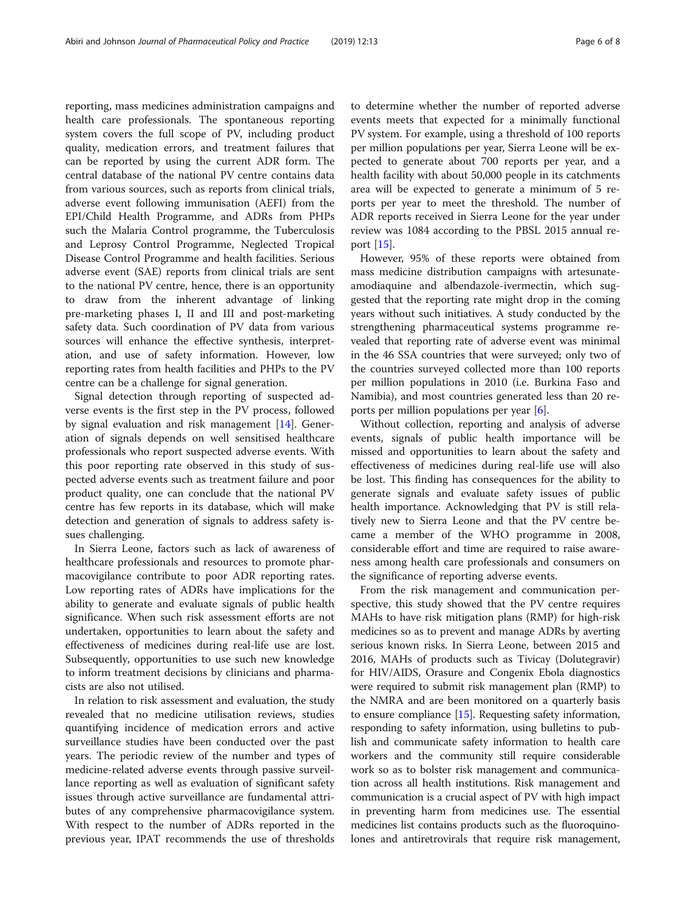reporting, mass medicines administration campaigns and health care professionals. The spontaneous reporting system covers the full scope of PV, including product quality, medication errors, and treatment failures that can be reported by using the current ADR form. The central database of the national PV centre contains data from various sources, such as reports from clinical trials, adverse event following immunisation (AEFI) from the EPI/Child Health Programme, and ADRs from PHPs such the Malaria Control programme, the Tuberculosis and Leprosy Control Programme, Neglected Tropical Disease Control Programme and health facilities. Serious adverse event (SAE) reports from clinical trials are sent to the national PV centre, hence, there is an opportunity to draw from the inherent advantage of linking pre-marketing phases I, II and III and post-marketing safety data. Such coordination of PV data from various sources will enhance the effective synthesis, interpretation, and use of safety information. However, low reporting rates from health facilities and PHPs to the PV centre can be a challenge for signal generation.

Signal detection through reporting of suspected adverse events is the first step in the PV process, followed by signal evaluation and risk management [14]. Generation of signals depends on well sensitised healthcare professionals who report suspected adverse events. With this poor reporting rate observed in this study of suspected adverse events such as treatment failure and poor product quality, one can conclude that the national PV centre has few reports in its database, which will make detection and generation of signals to address safety issues challenging.

In Sierra Leone, factors such as lack of awareness of healthcare professionals and resources to promote pharmacovigilance contribute to poor ADR reporting rates. Low reporting rates of ADRs have implications for the ability to generate and evaluate signals of public health significance. When such risk assessment efforts are not undertaken, opportunities to learn about the safety and effectiveness of medicines during real-life use are lost. Subsequently, opportunities to use such new knowledge to inform treatment decisions by clinicians and pharmacists are also not utilised.

In relation to risk assessment and evaluation, the study revealed that no medicine utilisation reviews, studies quantifying incidence of medication errors and active surveillance studies have been conducted over the past years. The periodic review of the number and types of medicine-related adverse events through passive surveillance reporting as well as evaluation of significant safety issues through active surveillance are fundamental attributes of any comprehensive pharmacovigilance system. With respect to the number of ADRs reported in the previous year, IPAT recommends the use of thresholds to determine whether the number of reported adverse events meets that expected for a minimally functional PV system. For example, using a threshold of 100 reports per million populations per year, Sierra Leone will be expected to generate about 700 reports per year, and a health facility with about 50,000 people in its catchments area will be expected to generate a minimum of 5 reports per year to meet the threshold. The number of ADR reports received in Sierra Leone for the year under review was 1084 according to the PBSL 2015 annual report [15].

However, 95% of these reports were obtained from mass medicine distribution campaigns with artesunate-amodiaquine and albendazole-ivermectin, which suggested that the reporting rate might drop in the coming years without such initiatives. A study conducted by the strengthening pharmaceutical systems programme revealed that reporting rate of adverse event was minimal in the 46 SSA countries that were surveyed; only two of the countries surveyed collected more than 100 reports per million populations in 2010 (i.e. Burkina Faso and Namibia), and most countries generated less than 20 reports per million populations per year [6].

Without collection, reporting and analysis of adverse events, signals of public health importance will be missed and opportunities to learn about the safety and effectiveness of medicines during real-life use will also be lost. This finding has consequences for the ability to generate signals and evaluate safety issues of public health importance. Acknowledging that PV is still relatively new to Sierra Leone and that the PV centre became a member of the WHO programme in 2008, considerable effort and time are required to raise awareness among health care professionals and consumers on the significance of reporting adverse events.

From the risk management and communication perspective, this study showed that the PV centre requires MAHs to have risk mitigation plans (RMP) for high-risk medicines so as to prevent and manage ADRs by averting serious known risks. In Sierra Leone, between 2015 and 2016, MAHs of products such as Tivicay (Dolutegravir) for HIV/AIDS, Orasure and Congenix Ebola diagnostics were required to submit risk management plan (RMP) to the NMRA and are been monitored on a quarterly basis to ensure compliance [15]. Requesting safety information, responding to safety information, using bulletins to publish and communicate safety information to health care workers and the community still require considerable work so as to bolster risk management and communication across all health institutions. Risk management and communication is a crucial aspect of PV with high impact in preventing harm from medicines use. The essential medicines list contains products such as the fluoroquinolones and antiretrovirals that require risk management,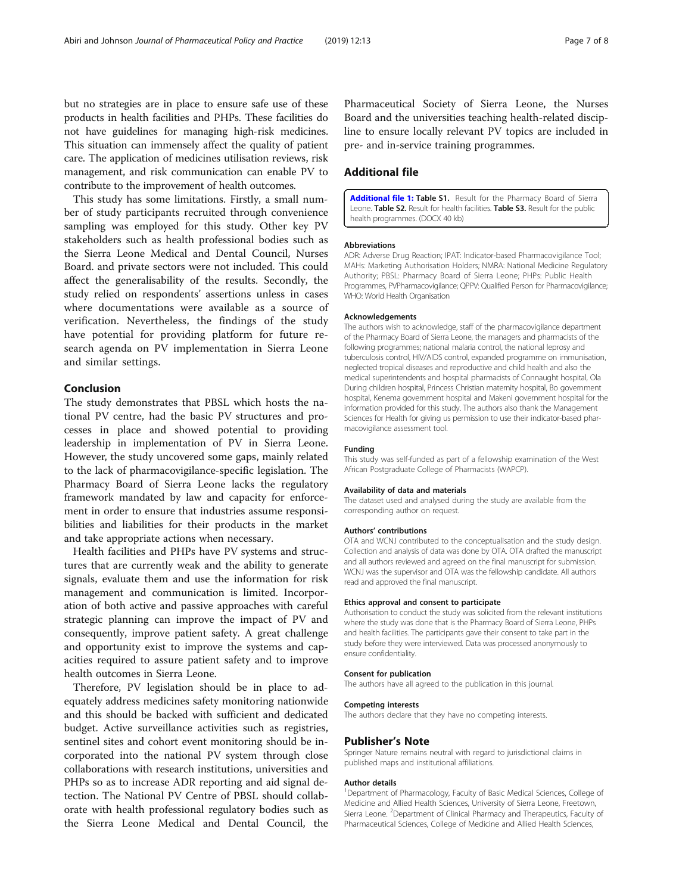but no strategies are in place to ensure safe use of these products in health facilities and PHPs. These facilities do not have guidelines for managing high-risk medicines. This situation can immensely affect the quality of patient care. The application of medicines utilisation reviews, risk management, and risk communication can enable PV to contribute to the improvement of health outcomes.

This study has some limitations. Firstly, a small number of study participants recruited through convenience sampling was employed for this study. Other key PV stakeholders such as health professional bodies such as the Sierra Leone Medical and Dental Council, Nurses Board. and private sectors were not included. This could affect the generalisability of the results. Secondly, the study relied on respondents' assertions unless in cases where documentations were available as a source of verification. Nevertheless, the findings of the study have potential for providing platform for future research agenda on PV implementation in Sierra Leone and similar settings.

## Conclusion

The study demonstrates that PBSL which hosts the national PV centre, had the basic PV structures and processes in place and showed potential to providing leadership in implementation of PV in Sierra Leone. However, the study uncovered some gaps, mainly related to the lack of pharmacovigilance-specific legislation. The Pharmacy Board of Sierra Leone lacks the regulatory framework mandated by law and capacity for enforcement in order to ensure that industries assume responsibilities and liabilities for their products in the market and take appropriate actions when necessary.

Health facilities and PHPs have PV systems and structures that are currently weak and the ability to generate signals, evaluate them and use the information for risk management and communication is limited. Incorporation of both active and passive approaches with careful strategic planning can improve the impact of PV and consequently, improve patient safety. A great challenge and opportunity exist to improve the systems and capacities required to assure patient safety and to improve health outcomes in Sierra Leone.

Therefore, PV legislation should be in place to adequately address medicines safety monitoring nationwide and this should be backed with sufficient and dedicated budget. Active surveillance activities such as registries, sentinel sites and cohort event monitoring should be incorporated into the national PV system through close collaborations with research institutions, universities and PHPs so as to increase ADR reporting and aid signal detection. The National PV Centre of PBSL should collaborate with health professional regulatory bodies such as the Sierra Leone Medical and Dental Council, the Pharmaceutical Society of Sierra Leone, the Nurses Board and the universities teaching health-related discipline to ensure locally relevant PV topics are included in pre- and in-service training programmes.

## Additional file

**Additional file 1: Table S1.** Result for the Pharmacy Board of Sierra Leone. **Table S2.** Result for health facilities. **Table S3.** Result for the public health programmes. (DOCX 40 kb)

#### Abbreviations

ADR: Adverse Drug Reaction; IPAT: Indicator-based Pharmacovigilance Tool; MAHs: Marketing Authorisation Holders; NMRA: National Medicine Regulatory Authority; PBSL: Pharmacy Board of Sierra Leone; PHPs: Public Health Programmes, PVPharmacovigilance; QPPV: Qualified Person for Pharmacovigilance; WHO: World Health Organisation

#### Acknowledgements

The authors wish to acknowledge, staff of the pharmacovigilance department of the Pharmacy Board of Sierra Leone, the managers and pharmacists of the following programmes; national malaria control, the national leprosy and tuberculosis control, HIV/AIDS control, expanded programme on immunisation, neglected tropical diseases and reproductive and child health and also the medical superintendents and hospital pharmacists of Connaught hospital, Ola During children hospital, Princess Christian maternity hospital, Bo government hospital, Kenema government hospital and Makeni government hospital for the information provided for this study. The authors also thank the Management Sciences for Health for giving us permission to use their indicator-based pharmacovigilance assessment tool.

#### Funding

This study was self-funded as part of a fellowship examination of the West African Postgraduate College of Pharmacists (WAPCP).

#### Availability of data and materials

The dataset used and analysed during the study are available from the corresponding author on request.

#### Authors' contributions

OTA and WCNJ contributed to the conceptualisation and the study design. Collection and analysis of data was done by OTA. OTA drafted the manuscript and all authors reviewed and agreed on the final manuscript for submission. WCNJ was the supervisor and OTA was the fellowship candidate. All authors read and approved the final manuscript.

#### Ethics approval and consent to participate

Authorisation to conduct the study was solicited from the relevant institutions where the study was done that is the Pharmacy Board of Sierra Leone, PHPs and health facilities. The participants gave their consent to take part in the study before they were interviewed. Data was processed anonymously to ensure confidentiality.

#### Consent for publication

The authors have all agreed to the publication in this journal.

#### Competing interests

The authors declare that they have no competing interests.

## Publisher's Note

Springer Nature remains neutral with regard to jurisdictional claims in published maps and institutional affiliations.

#### Author details

[1]Department of Pharmacology, Faculty of Basic Medical Sciences, College of Medicine and Allied Health Sciences, University of Sierra Leone, Freetown, Sierra Leone. [2]Department of Clinical Pharmacy and Therapeutics, Faculty of Pharmaceutical Sciences, College of Medicine and Allied Health Sciences,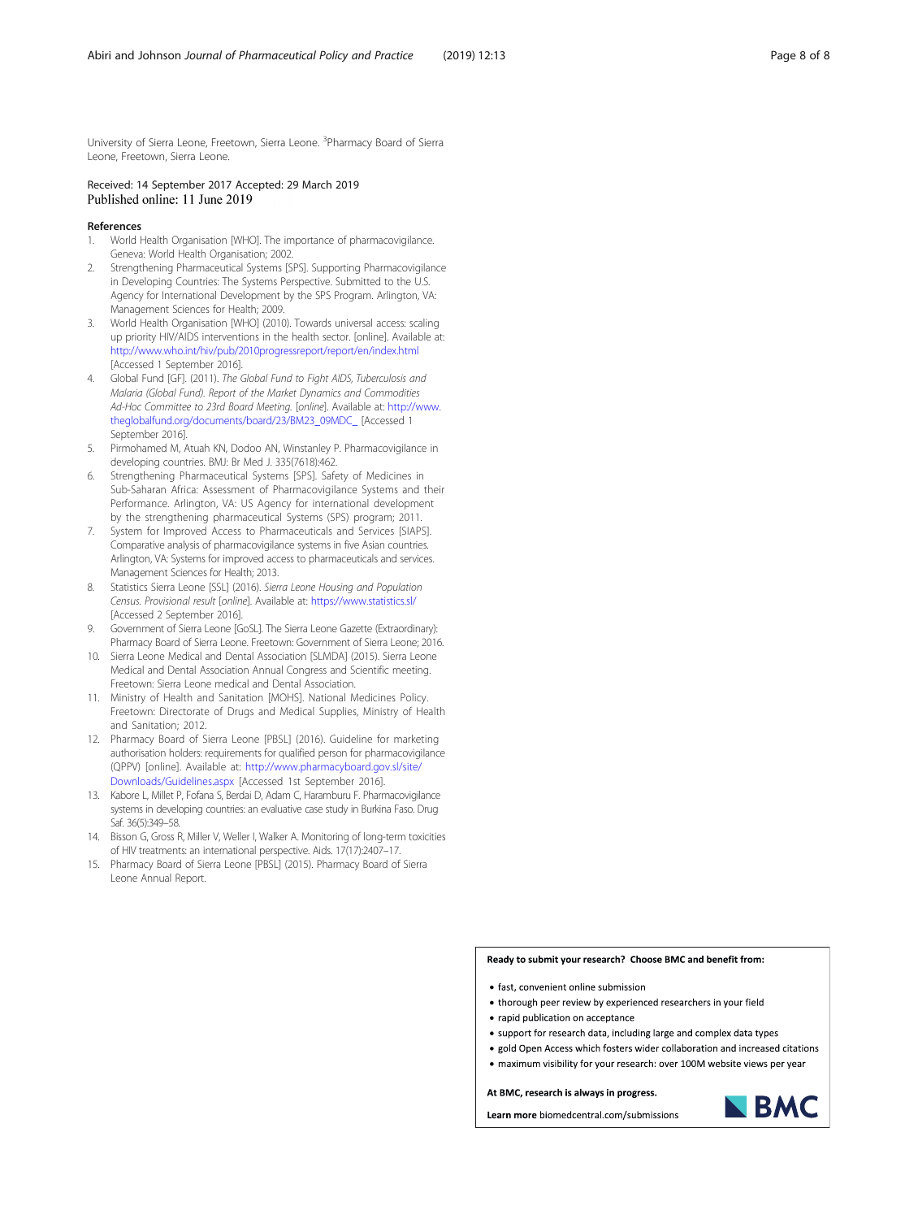University of Sierra Leone, Freetown, Sierra Leone. [3]Pharmacy Board of Sierra Leone, Freetown, Sierra Leone.

Received: 14 September 2017 Accepted: 29 March 2019
Published online: 11 June 2019

## References

1. World Health Organisation [WHO]. The importance of pharmacovigilance. Geneva: World Health Organisation; 2002.
2. Strengthening Pharmaceutical Systems [SPS]. Supporting Pharmacovigilance in Developing Countries: The Systems Perspective. Submitted to the U.S. Agency for International Development by the SPS Program. Arlington, VA: Management Sciences for Health; 2009.
3. World Health Organisation [WHO] (2010). Towards universal access: scaling up priority HIV/AIDS interventions in the health sector. [online]. Available at: http://www.who.int/hiv/pub/2010progressreport/report/en/index.html [Accessed 1 September 2016].
4. Global Fund [GF]. (2011). *The Global Fund to Fight AIDS, Tuberculosis and Malaria (Global Fund). Report of the Market Dynamics and Commodities Ad-Hoc Committee to 23rd Board Meeting.* [*online*]. Available at: http://www.theglobalfund.org/documents/board/23/BM23_09MDC_ [Accessed 1 September 2016].
5. Pirmohamed M, Atuah KN, Dodoo AN, Winstanley P. Pharmacovigilance in developing countries. BMJ: Br Med J. 335(7618):462.
6. Strengthening Pharmaceutical Systems [SPS]. Safety of Medicines in Sub-Saharan Africa: Assessment of Pharmacovigilance Systems and their Performance. Arlington, VA: US Agency for international development by the strengthening pharmaceutical Systems (SPS) program; 2011.
7. System for Improved Access to Pharmaceuticals and Services [SIAPS]. Comparative analysis of pharmacovigilance systems in five Asian countries. Arlington, VA: Systems for improved access to pharmaceuticals and services. Management Sciences for Health; 2013.
8. Statistics Sierra Leone [SSL] (2016). *Sierra Leone Housing and Population Census. Provisional result* [*online*]. Available at: https://www.statistics.sl/ [Accessed 2 September 2016].
9. Government of Sierra Leone [GoSL]. The Sierra Leone Gazette (Extraordinary): Pharmacy Board of Sierra Leone. Freetown: Government of Sierra Leone; 2016.
10. Sierra Leone Medical and Dental Association [SLMDA] (2015). Sierra Leone Medical and Dental Association Annual Congress and Scientific meeting. Freetown: Sierra Leone medical and Dental Association.
11. Ministry of Health and Sanitation [MOHS]. National Medicines Policy. Freetown: Directorate of Drugs and Medical Supplies, Ministry of Health and Sanitation; 2012.
12. Pharmacy Board of Sierra Leone [PBSL] (2016). Guideline for marketing authorisation holders: requirements for qualified person for pharmacovigilance (QPPV) [online]. Available at: http://www.pharmacyboard.gov.sl/site/Downloads/Guidelines.aspx [Accessed 1st September 2016].
13. Kabore L, Millet P, Fofana S, Berdai D, Adam C, Haramburu F. Pharmacovigilance systems in developing countries: an evaluative case study in Burkina Faso. Drug Saf. 36(5):349–58.
14. Bisson G, Gross R, Miller V, Weller I, Walker A. Monitoring of long-term toxicities of HIV treatments: an international perspective. Aids. 17(17):2407–17.
15. Pharmacy Board of Sierra Leone [PBSL] (2015). Pharmacy Board of Sierra Leone Annual Report.

**Ready to submit your research? Choose BMC and benefit from:**

- fast, convenient online submission
- thorough peer review by experienced researchers in your field
- rapid publication on acceptance
- support for research data, including large and complex data types
- gold Open Access which fosters wider collaboration and increased citations
- maximum visibility for your research: over 100M website views per year

**At BMC, research is always in progress.**

**Learn more** biomedcentral.com/submissions

BMC